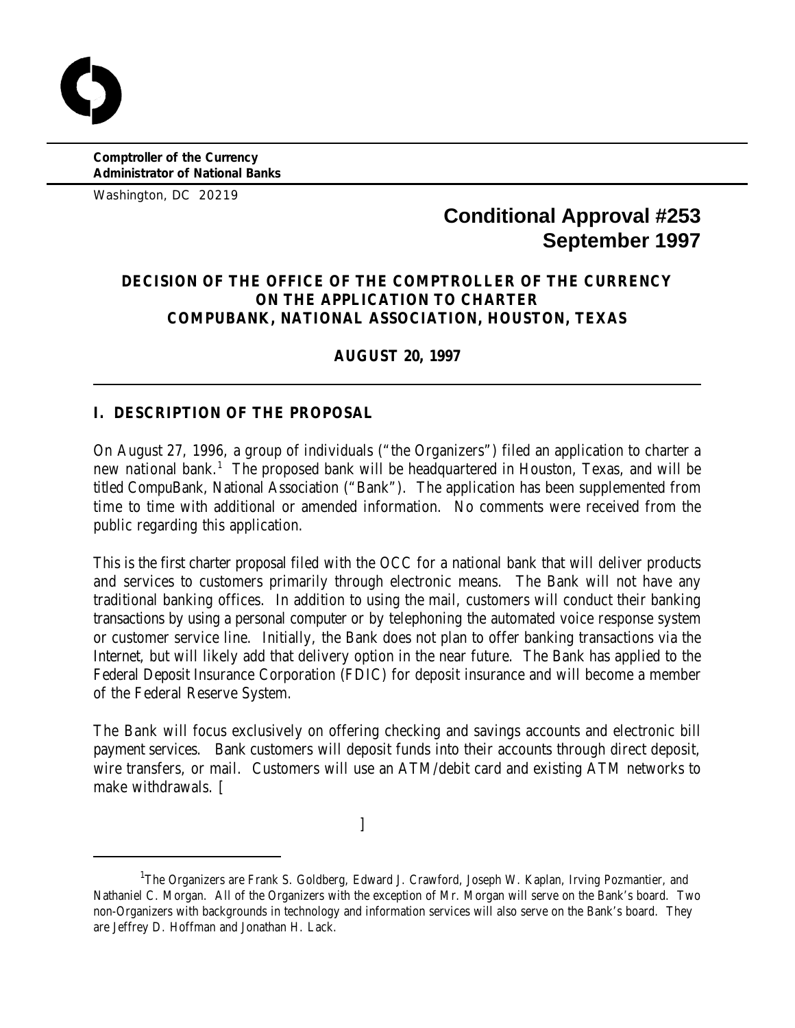**Comptroller of the Currency**
**Administrator of National Banks**

Washington, DC 20219

# Conditional Approval #253
# September 1997

## DECISION OF THE OFFICE OF THE COMPTROLLER OF THE CURRENCY ON THE APPLICATION TO CHARTER COMPUBANK, NATIONAL ASSOCIATION, HOUSTON, TEXAS

**AUGUST 20, 1997**

---

## I. DESCRIPTION OF THE PROPOSAL

On August 27, 1996, a group of individuals ("the Organizers") filed an application to charter a new national bank.[1] The proposed bank will be headquartered in Houston, Texas, and will be titled CompuBank, National Association ("Bank"). The application has been supplemented from time to time with additional or amended information. No comments were received from the public regarding this application.

This is the first charter proposal filed with the OCC for a national bank that will deliver products and services to customers primarily through electronic means. The Bank will not have any traditional banking offices. In addition to using the mail, customers will conduct their banking transactions by using a personal computer or by telephoning the automated voice response system or customer service line. Initially, the Bank does not plan to offer banking transactions via the Internet, but will likely add that delivery option in the near future. The Bank has applied to the Federal Deposit Insurance Corporation (FDIC) for deposit insurance and will become a member of the Federal Reserve System.

The Bank will focus exclusively on offering checking and savings accounts and electronic bill payment services. Bank customers will deposit funds into their accounts through direct deposit, wire transfers, or mail. Customers will use an ATM/debit card and existing ATM networks to make withdrawals. [

]

---

[1] The Organizers are Frank S. Goldberg, Edward J. Crawford, Joseph W. Kaplan, Irving Pozmantier, and Nathaniel C. Morgan. All of the Organizers with the exception of Mr. Morgan will serve on the Bank's board. Two non-Organizers with backgrounds in technology and information services will also serve on the Bank's board. They are Jeffrey D. Hoffman and Jonathan H. Lack.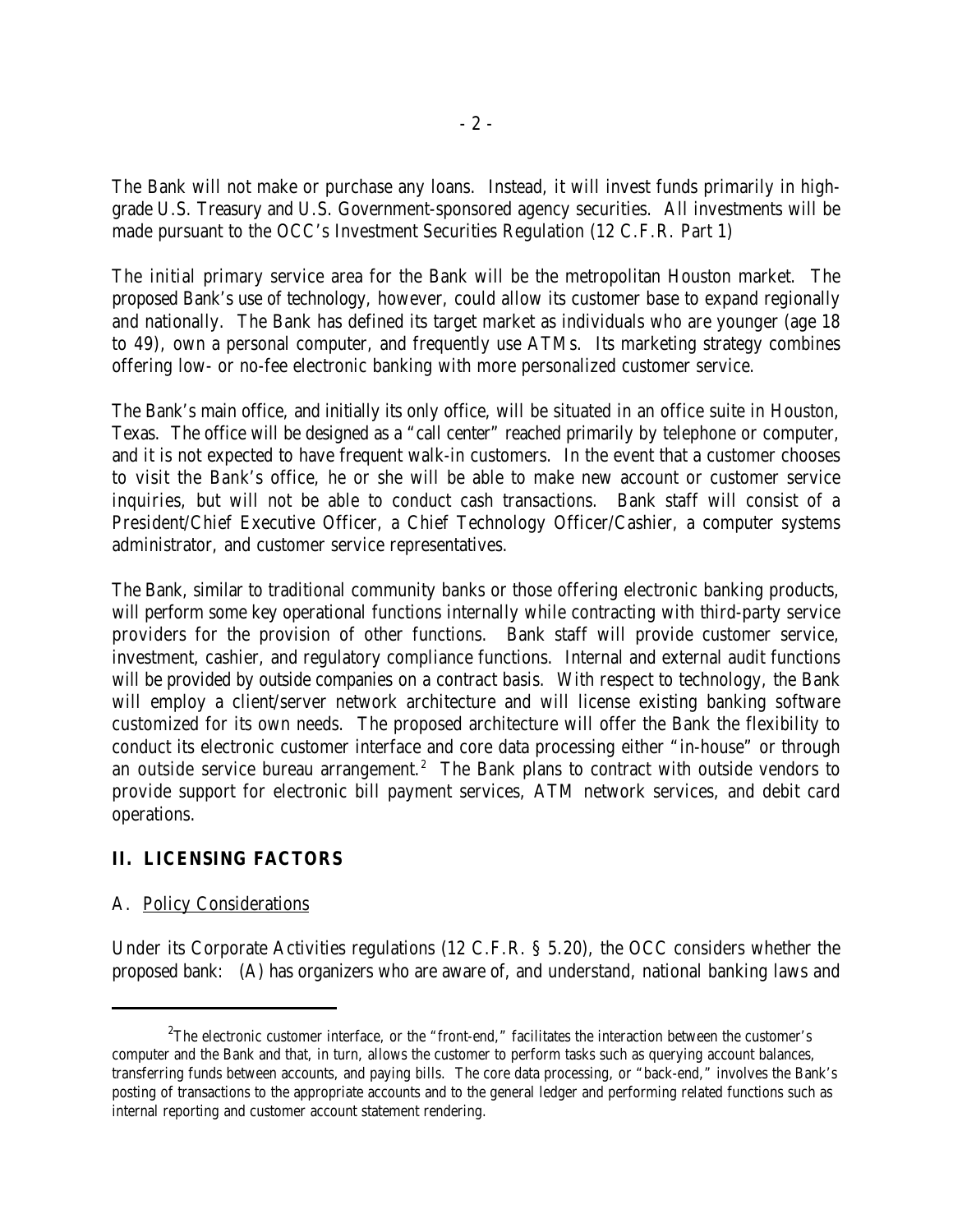The Bank will not make or purchase any loans. Instead, it will invest funds primarily in high-grade U.S. Treasury and U.S. Government-sponsored agency securities. All investments will be made pursuant to the OCC's Investment Securities Regulation (12 C.F.R. Part 1)

The initial primary service area for the Bank will be the metropolitan Houston market. The proposed Bank's use of technology, however, could allow its customer base to expand regionally and nationally. The Bank has defined its target market as individuals who are younger (age 18 to 49), own a personal computer, and frequently use ATMs. Its marketing strategy combines offering low- or no-fee electronic banking with more personalized customer service.

The Bank's main office, and initially its only office, will be situated in an office suite in Houston, Texas. The office will be designed as a "call center" reached primarily by telephone or computer, and it is not expected to have frequent walk-in customers. In the event that a customer chooses to visit the Bank's office, he or she will be able to make new account or customer service inquiries, but will not be able to conduct cash transactions. Bank staff will consist of a President/Chief Executive Officer, a Chief Technology Officer/Cashier, a computer systems administrator, and customer service representatives.

The Bank, similar to traditional community banks or those offering electronic banking products, will perform some key operational functions internally while contracting with third-party service providers for the provision of other functions. Bank staff will provide customer service, investment, cashier, and regulatory compliance functions. Internal and external audit functions will be provided by outside companies on a contract basis. With respect to technology, the Bank will employ a client/server network architecture and will license existing banking software customized for its own needs. The proposed architecture will offer the Bank the flexibility to conduct its electronic customer interface and core data processing either "in-house" or through an outside service bureau arrangement.[2] The Bank plans to contract with outside vendors to provide support for electronic bill payment services, ATM network services, and debit card operations.

## II. LICENSING FACTORS

### A. Policy Considerations

Under its Corporate Activities regulations (12 C.F.R. § 5.20), the OCC considers whether the proposed bank: (A) has organizers who are aware of, and understand, national banking laws and

---

[2] The electronic customer interface, or the "front-end," facilitates the interaction between the customer's computer and the Bank and that, in turn, allows the customer to perform tasks such as querying account balances, transferring funds between accounts, and paying bills. The core data processing, or "back-end," involves the Bank's posting of transactions to the appropriate accounts and to the general ledger and performing related functions such as internal reporting and customer account statement rendering.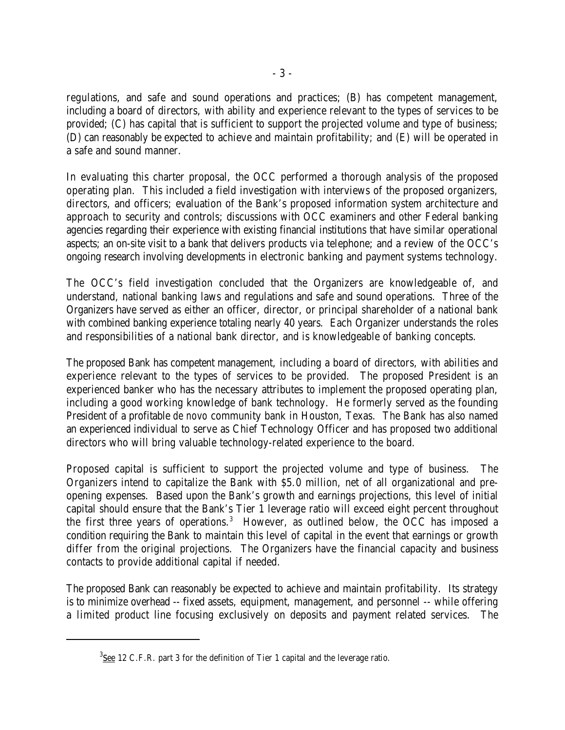regulations, and safe and sound operations and practices; (B) has competent management, including a board of directors, with ability and experience relevant to the types of services to be provided; (C) has capital that is sufficient to support the projected volume and type of business; (D) can reasonably be expected to achieve and maintain profitability; and (E) will be operated in a safe and sound manner.

In evaluating this charter proposal, the OCC performed a thorough analysis of the proposed operating plan. This included a field investigation with interviews of the proposed organizers, directors, and officers; evaluation of the Bank's proposed information system architecture and approach to security and controls; discussions with OCC examiners and other Federal banking agencies regarding their experience with existing financial institutions that have similar operational aspects; an on-site visit to a bank that delivers products via telephone; and a review of the OCC's ongoing research involving developments in electronic banking and payment systems technology.

The OCC's field investigation concluded that the Organizers are knowledgeable of, and understand, national banking laws and regulations and safe and sound operations. Three of the Organizers have served as either an officer, director, or principal shareholder of a national bank with combined banking experience totaling nearly 40 years. Each Organizer understands the roles and responsibilities of a national bank director, and is knowledgeable of banking concepts.

The proposed Bank has competent management, including a board of directors, with abilities and experience relevant to the types of services to be provided. The proposed President is an experienced banker who has the necessary attributes to implement the proposed operating plan, including a good working knowledge of bank technology. He formerly served as the founding President of a profitable *de novo* community bank in Houston, Texas. The Bank has also named an experienced individual to serve as Chief Technology Officer and has proposed two additional directors who will bring valuable technology-related experience to the board.

Proposed capital is sufficient to support the projected volume and type of business. The Organizers intend to capitalize the Bank with $5.0 million, net of all organizational and pre-opening expenses. Based upon the Bank's growth and earnings projections, this level of initial capital should ensure that the Bank's Tier 1 leverage ratio will exceed eight percent throughout the first three years of operations.[3] However, as outlined below, the OCC has imposed a condition requiring the Bank to maintain this level of capital in the event that earnings or growth differ from the original projections. The Organizers have the financial capacity and business contacts to provide additional capital if needed.

The proposed Bank can reasonably be expected to achieve and maintain profitability. Its strategy is to minimize overhead -- fixed assets, equipment, management, and personnel -- while offering a limited product line focusing exclusively on deposits and payment related services. The

---

[3] See 12 C.F.R. part 3 for the definition of Tier 1 capital and the leverage ratio.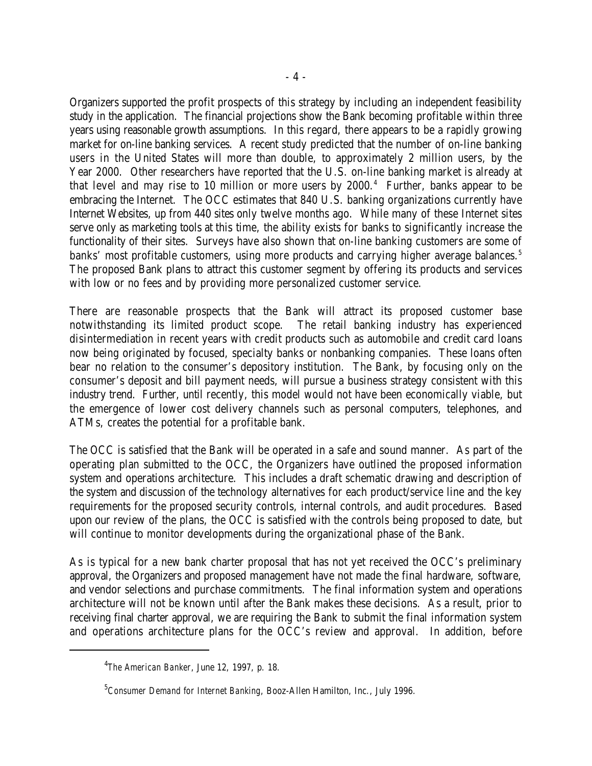Organizers supported the profit prospects of this strategy by including an independent feasibility study in the application. The financial projections show the Bank becoming profitable within three years using reasonable growth assumptions. In this regard, there appears to be a rapidly growing market for on-line banking services. A recent study predicted that the number of on-line banking users in the United States will more than double, to approximately 2 million users, by the Year 2000. Other researchers have reported that the U.S. on-line banking market is already at that level and may rise to 10 million or more users by 2000.[4] Further, banks appear to be embracing the Internet. The OCC estimates that 840 U.S. banking organizations currently have Internet Websites, up from 440 sites only twelve months ago. While many of these Internet sites serve only as marketing tools at this time, the ability exists for banks to significantly increase the functionality of their sites. Surveys have also shown that on-line banking customers are some of banks' most profitable customers, using more products and carrying higher average balances.[5] The proposed Bank plans to attract this customer segment by offering its products and services with low or no fees and by providing more personalized customer service.

There are reasonable prospects that the Bank will attract its proposed customer base notwithstanding its limited product scope. The retail banking industry has experienced disintermediation in recent years with credit products such as automobile and credit card loans now being originated by focused, specialty banks or nonbanking companies. These loans often bear no relation to the consumer's depository institution. The Bank, by focusing only on the consumer's deposit and bill payment needs, will pursue a business strategy consistent with this industry trend. Further, until recently, this model would not have been economically viable, but the emergence of lower cost delivery channels such as personal computers, telephones, and ATMs, creates the potential for a profitable bank.

The OCC is satisfied that the Bank will be operated in a safe and sound manner. As part of the operating plan submitted to the OCC, the Organizers have outlined the proposed information system and operations architecture. This includes a draft schematic drawing and description of the system and discussion of the technology alternatives for each product/service line and the key requirements for the proposed security controls, internal controls, and audit procedures. Based upon our review of the plans, the OCC is satisfied with the controls being proposed to date, but will continue to monitor developments during the organizational phase of the Bank.

As is typical for a new bank charter proposal that has not yet received the OCC's preliminary approval, the Organizers and proposed management have not made the final hardware, software, and vendor selections and purchase commitments. The final information system and operations architecture will not be known until after the Bank makes these decisions. As a result, prior to receiving final charter approval, we are requiring the Bank to submit the final information system and operations architecture plans for the OCC's review and approval. In addition, before

---

[4] *The American Banker*, June 12, 1997, p. 18.

[5] *Consumer Demand for Internet Banking*, Booz-Allen Hamilton, Inc., July 1996.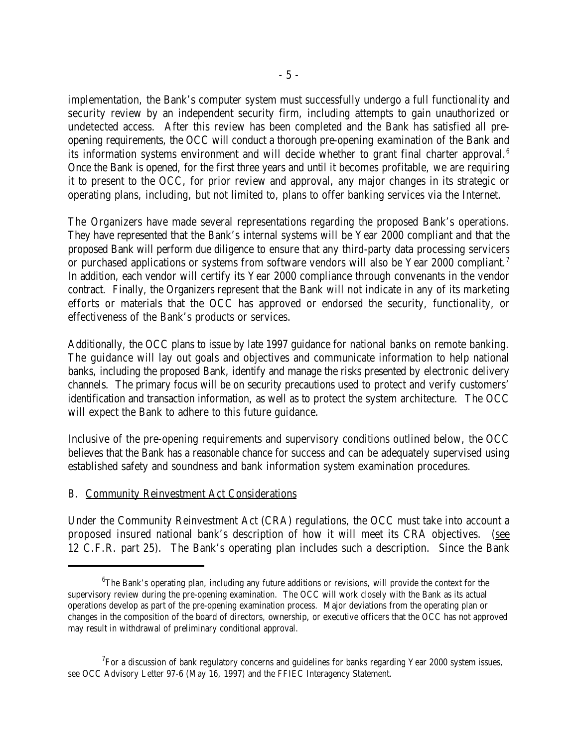implementation, the Bank's computer system must successfully undergo a full functionality and security review by an independent security firm, including attempts to gain unauthorized or undetected access. After this review has been completed and the Bank has satisfied all pre-opening requirements, the OCC will conduct a thorough pre-opening examination of the Bank and its information systems environment and will decide whether to grant final charter approval.[6] Once the Bank is opened, for the first three years and until it becomes profitable, we are requiring it to present to the OCC, for prior review and approval, any major changes in its strategic or operating plans, including, but not limited to, plans to offer banking services via the Internet.

The Organizers have made several representations regarding the proposed Bank's operations. They have represented that the Bank's internal systems will be Year 2000 compliant and that the proposed Bank will perform due diligence to ensure that any third-party data processing servicers or purchased applications or systems from software vendors will also be Year 2000 compliant.[7] In addition, each vendor will certify its Year 2000 compliance through convenants in the vendor contract. Finally, the Organizers represent that the Bank will not indicate in any of its marketing efforts or materials that the OCC has approved or endorsed the security, functionality, or effectiveness of the Bank's products or services.

Additionally, the OCC plans to issue by late 1997 guidance for national banks on remote banking. The guidance will lay out goals and objectives and communicate information to help national banks, including the proposed Bank, identify and manage the risks presented by electronic delivery channels. The primary focus will be on security precautions used to protect and verify customers' identification and transaction information, as well as to protect the system architecture. The OCC will expect the Bank to adhere to this future guidance.

Inclusive of the pre-opening requirements and supervisory conditions outlined below, the OCC believes that the Bank has a reasonable chance for success and can be adequately supervised using established safety and soundness and bank information system examination procedures.

## B. Community Reinvestment Act Considerations

Under the Community Reinvestment Act (CRA) regulations, the OCC must take into account a proposed insured national bank's description of how it will meet its CRA objectives. (see 12 C.F.R. part 25). The Bank's operating plan includes such a description. Since the Bank

---

[6] The Bank's operating plan, including any future additions or revisions, will provide the context for the supervisory review during the pre-opening examination. The OCC will work closely with the Bank as its actual operations develop as part of the pre-opening examination process. Major deviations from the operating plan or changes in the composition of the board of directors, ownership, or executive officers that the OCC has not approved may result in withdrawal of preliminary conditional approval.

[7] For a discussion of bank regulatory concerns and guidelines for banks regarding Year 2000 system issues, see OCC Advisory Letter 97-6 (May 16, 1997) and the FFIEC Interagency Statement.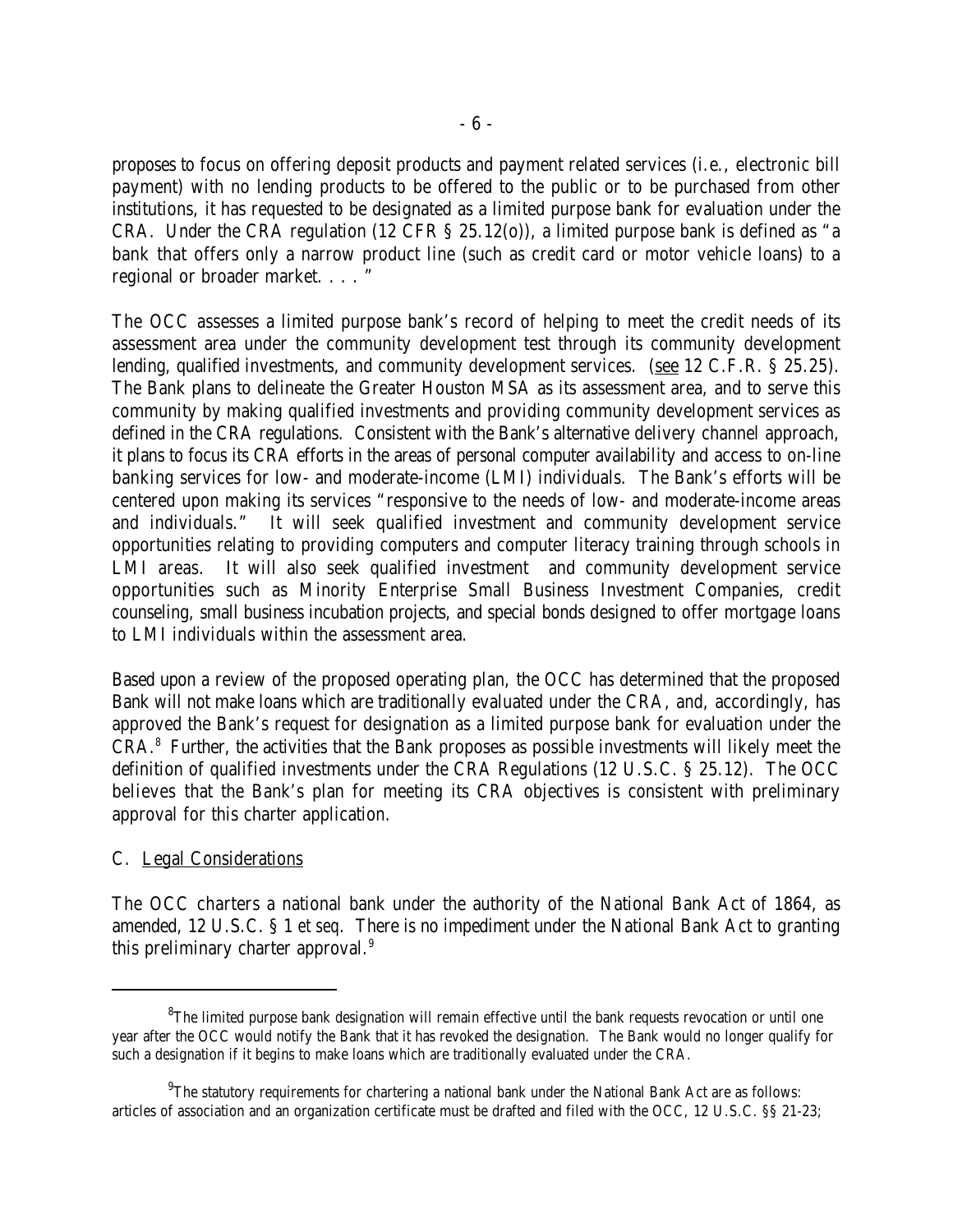proposes to focus on offering deposit products and payment related services (i.e., electronic bill payment) with no lending products to be offered to the public or to be purchased from other institutions, it has requested to be designated as a limited purpose bank for evaluation under the CRA. Under the CRA regulation (12 CFR § 25.12(o)), a limited purpose bank is defined as "a bank that offers only a narrow product line (such as credit card or motor vehicle loans) to a regional or broader market. . . . "

The OCC assesses a limited purpose bank's record of helping to meet the credit needs of its assessment area under the community development test through its community development lending, qualified investments, and community development services. (see 12 C.F.R. § 25.25). The Bank plans to delineate the Greater Houston MSA as its assessment area, and to serve this community by making qualified investments and providing community development services as defined in the CRA regulations. Consistent with the Bank's alternative delivery channel approach, it plans to focus its CRA efforts in the areas of personal computer availability and access to on-line banking services for low- and moderate-income (LMI) individuals. The Bank's efforts will be centered upon making its services "responsive to the needs of low- and moderate-income areas and individuals." It will seek qualified investment and community development service opportunities relating to providing computers and computer literacy training through schools in LMI areas. It will also seek qualified investment and community development service opportunities such as Minority Enterprise Small Business Investment Companies, credit counseling, small business incubation projects, and special bonds designed to offer mortgage loans to LMI individuals within the assessment area.

Based upon a review of the proposed operating plan, the OCC has determined that the proposed Bank will not make loans which are traditionally evaluated under the CRA, and, accordingly, has approved the Bank's request for designation as a limited purpose bank for evaluation under the CRA.[8] Further, the activities that the Bank proposes as possible investments will likely meet the definition of qualified investments under the CRA Regulations (12 U.S.C. § 25.12). The OCC believes that the Bank's plan for meeting its CRA objectives is consistent with preliminary approval for this charter application.

## C. Legal Considerations

The OCC charters a national bank under the authority of the National Bank Act of 1864, as amended, 12 U.S.C. § 1 *et seq.* There is no impediment under the National Bank Act to granting this preliminary charter approval.[9]

---

[8] The limited purpose bank designation will remain effective until the bank requests revocation or until one year after the OCC would notify the Bank that it has revoked the designation. The Bank would no longer qualify for such a designation if it begins to make loans which are traditionally evaluated under the CRA.

[9] The statutory requirements for chartering a national bank under the National Bank Act are as follows: articles of association and an organization certificate must be drafted and filed with the OCC, 12 U.S.C. §§ 21-23;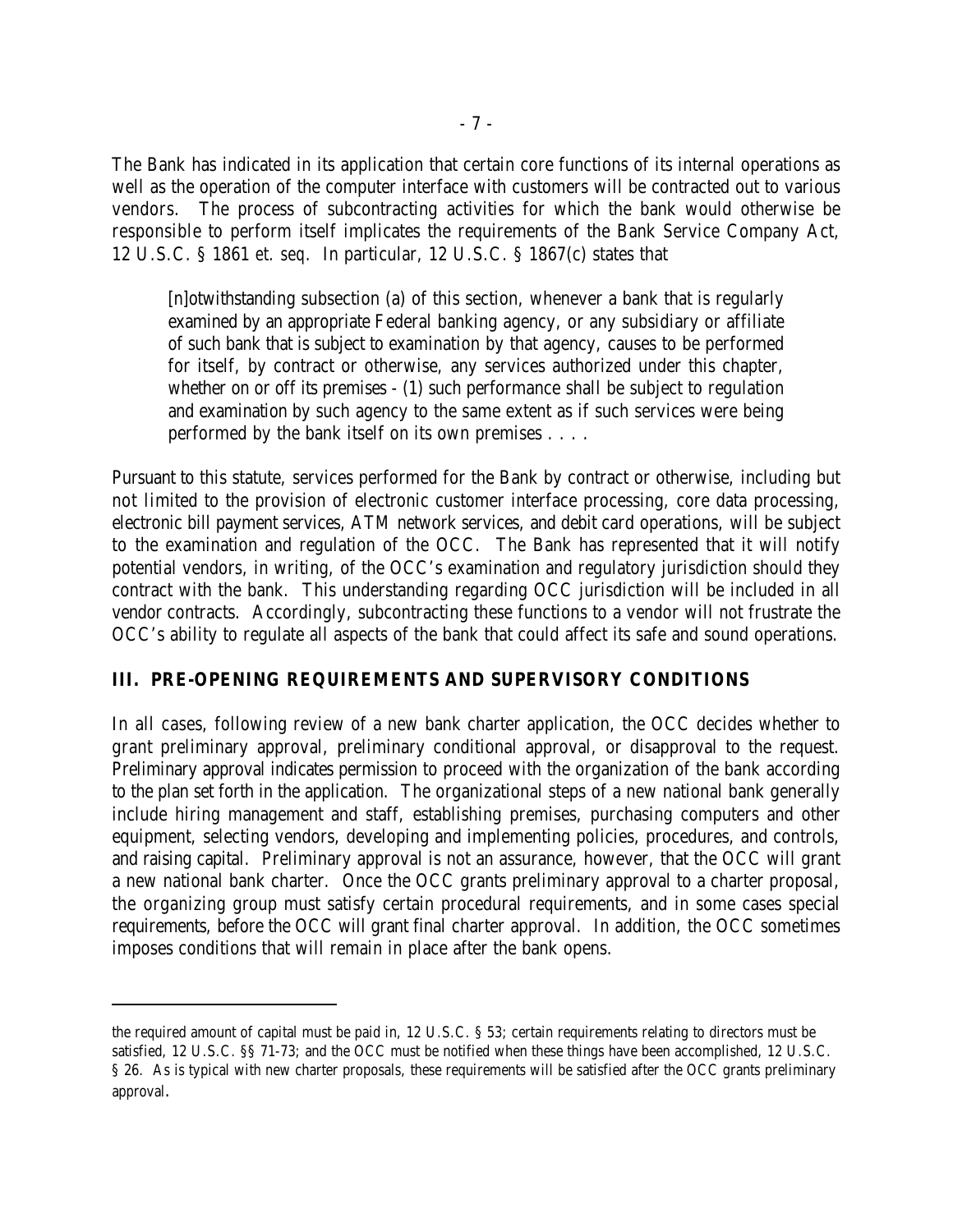The Bank has indicated in its application that certain core functions of its internal operations as well as the operation of the computer interface with customers will be contracted out to various vendors. The process of subcontracting activities for which the bank would otherwise be responsible to perform itself implicates the requirements of the Bank Service Company Act, 12 U.S.C. § 1861 *et. seq*. In particular, 12 U.S.C. § 1867(c) states that

> [n]otwithstanding subsection (a) of this section, whenever a bank that is regularly examined by an appropriate Federal banking agency, or any subsidiary or affiliate of such bank that is subject to examination by that agency, causes to be performed for itself, by contract or otherwise, any services authorized under this chapter, whether on or off its premises - (1) such performance shall be subject to regulation and examination by such agency to the same extent as if such services were being performed by the bank itself on its own premises . . . .

Pursuant to this statute, services performed for the Bank by contract or otherwise, including but not limited to the provision of electronic customer interface processing, core data processing, electronic bill payment services, ATM network services, and debit card operations, will be subject to the examination and regulation of the OCC. The Bank has represented that it will notify potential vendors, in writing, of the OCC's examination and regulatory jurisdiction should they contract with the bank. This understanding regarding OCC jurisdiction will be included in all vendor contracts. Accordingly, subcontracting these functions to a vendor will not frustrate the OCC's ability to regulate all aspects of the bank that could affect its safe and sound operations.

## III. PRE-OPENING REQUIREMENTS AND SUPERVISORY CONDITIONS

In all cases, following review of a new bank charter application, the OCC decides whether to grant preliminary approval, preliminary conditional approval, or disapproval to the request. Preliminary approval indicates permission to proceed with the organization of the bank according to the plan set forth in the application. The organizational steps of a new national bank generally include hiring management and staff, establishing premises, purchasing computers and other equipment, selecting vendors, developing and implementing policies, procedures, and controls, and raising capital. Preliminary approval is not an assurance, however, that the OCC will grant a new national bank charter. Once the OCC grants preliminary approval to a charter proposal, the organizing group must satisfy certain procedural requirements, and in some cases special requirements, before the OCC will grant final charter approval. In addition, the OCC sometimes imposes conditions that will remain in place after the bank opens.

---

the required amount of capital must be paid in, 12 U.S.C. § 53; certain requirements relating to directors must be satisfied, 12 U.S.C. §§ 71-73; and the OCC must be notified when these things have been accomplished, 12 U.S.C. § 26. As is typical with new charter proposals, these requirements will be satisfied after the OCC grants preliminary approval.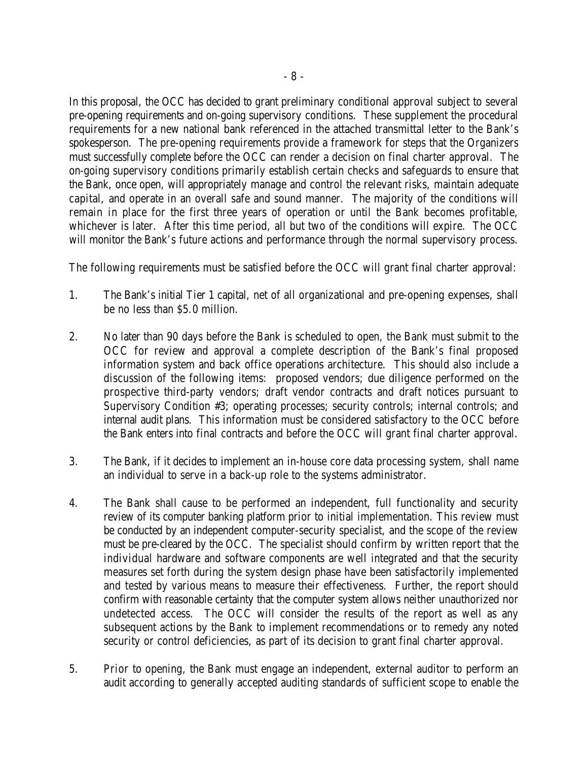In this proposal, the OCC has decided to grant preliminary conditional approval subject to several pre-opening requirements and on-going supervisory conditions. These supplement the procedural requirements for a new national bank referenced in the attached transmittal letter to the Bank's spokesperson. The pre-opening requirements provide a framework for steps that the Organizers must successfully complete before the OCC can render a decision on final charter approval. The on-going supervisory conditions primarily establish certain checks and safeguards to ensure that the Bank, once open, will appropriately manage and control the relevant risks, maintain adequate capital, and operate in an overall safe and sound manner. The majority of the conditions will remain in place for the first three years of operation or until the Bank becomes profitable, whichever is later. After this time period, all but two of the conditions will expire. The OCC will monitor the Bank's future actions and performance through the normal supervisory process.

The following requirements must be satisfied before the OCC will grant final charter approval:

1. The Bank's initial Tier 1 capital, net of all organizational and pre-opening expenses, shall be no less than $5.0 million.

2. No later than 90 days before the Bank is scheduled to open, the Bank must submit to the OCC for review and approval a complete description of the Bank's final proposed information system and back office operations architecture. This should also include a discussion of the following items: proposed vendors; due diligence performed on the prospective third-party vendors; draft vendor contracts and draft notices pursuant to Supervisory Condition #3; operating processes; security controls; internal controls; and internal audit plans. This information must be considered satisfactory to the OCC before the Bank enters into final contracts and before the OCC will grant final charter approval.

3. The Bank, if it decides to implement an in-house core data processing system, shall name an individual to serve in a back-up role to the systems administrator.

4. The Bank shall cause to be performed an independent, full functionality and security review of its computer banking platform prior to initial implementation. This review must be conducted by an independent computer-security specialist, and the scope of the review must be pre-cleared by the OCC. The specialist should confirm by written report that the individual hardware and software components are well integrated and that the security measures set forth during the system design phase have been satisfactorily implemented and tested by various means to measure their effectiveness. Further, the report should confirm with reasonable certainty that the computer system allows neither unauthorized nor undetected access. The OCC will consider the results of the report as well as any subsequent actions by the Bank to implement recommendations or to remedy any noted security or control deficiencies, as part of its decision to grant final charter approval.

5. Prior to opening, the Bank must engage an independent, external auditor to perform an audit according to generally accepted auditing standards of sufficient scope to enable the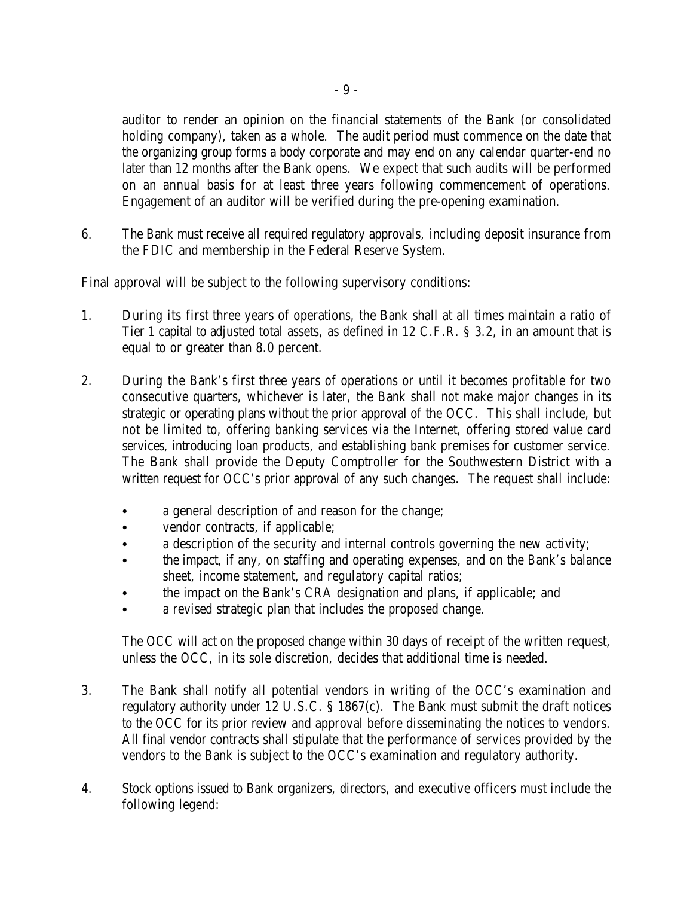auditor to render an opinion on the financial statements of the Bank (or consolidated holding company), taken as a whole. The audit period must commence on the date that the organizing group forms a body corporate and may end on any calendar quarter-end no later than 12 months after the Bank opens. We expect that such audits will be performed on an annual basis for at least three years following commencement of operations. Engagement of an auditor will be verified during the pre-opening examination.

6. The Bank must receive all required regulatory approvals, including deposit insurance from the FDIC and membership in the Federal Reserve System.

Final approval will be subject to the following supervisory conditions:

1. During its first three years of operations, the Bank shall at all times maintain a ratio of Tier 1 capital to adjusted total assets, as defined in 12 C.F.R. § 3.2, in an amount that is equal to or greater than 8.0 percent.

2. During the Bank's first three years of operations or until it becomes profitable for two consecutive quarters, whichever is later, the Bank shall not make major changes in its strategic or operating plans without the prior approval of the OCC. This shall include, but not be limited to, offering banking services via the Internet, offering stored value card services, introducing loan products, and establishing bank premises for customer service. The Bank shall provide the Deputy Comptroller for the Southwestern District with a written request for OCC's prior approval of any such changes. The request shall include:

   - a general description of and reason for the change;
   - vendor contracts, if applicable;
   - a description of the security and internal controls governing the new activity;
   - the impact, if any, on staffing and operating expenses, and on the Bank's balance sheet, income statement, and regulatory capital ratios;
   - the impact on the Bank's CRA designation and plans, if applicable; and
   - a revised strategic plan that includes the proposed change.

   The OCC will act on the proposed change within 30 days of receipt of the written request, unless the OCC, in its sole discretion, decides that additional time is needed.

3. The Bank shall notify all potential vendors in writing of the OCC's examination and regulatory authority under 12 U.S.C. § 1867(c). The Bank must submit the draft notices to the OCC for its prior review and approval before disseminating the notices to vendors. All final vendor contracts shall stipulate that the performance of services provided by the vendors to the Bank is subject to the OCC's examination and regulatory authority.

4. Stock options issued to Bank organizers, directors, and executive officers must include the following legend: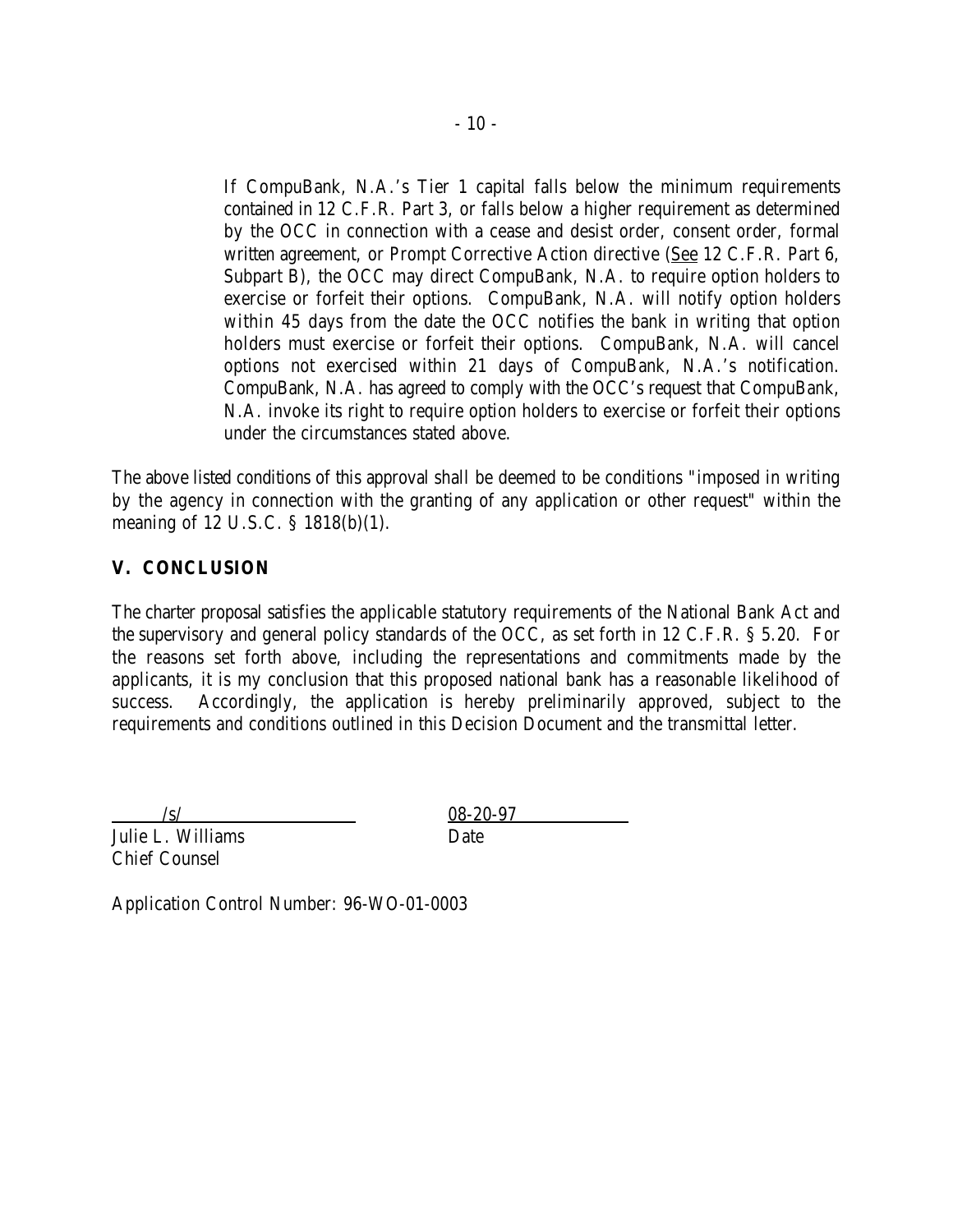If CompuBank, N.A.'s Tier 1 capital falls below the minimum requirements contained in 12 C.F.R. Part 3, or falls below a higher requirement as determined by the OCC in connection with a cease and desist order, consent order, formal written agreement, or Prompt Corrective Action directive (See 12 C.F.R. Part 6, Subpart B), the OCC may direct CompuBank, N.A. to require option holders to exercise or forfeit their options. CompuBank, N.A. will notify option holders within 45 days from the date the OCC notifies the bank in writing that option holders must exercise or forfeit their options. CompuBank, N.A. will cancel options not exercised within 21 days of CompuBank, N.A.'s notification. CompuBank, N.A. has agreed to comply with the OCC's request that CompuBank, N.A. invoke its right to require option holders to exercise or forfeit their options under the circumstances stated above.

The above listed conditions of this approval shall be deemed to be conditions "imposed in writing by the agency in connection with the granting of any application or other request" within the meaning of 12 U.S.C. § 1818(b)(1).

## V. CONCLUSION

The charter proposal satisfies the applicable statutory requirements of the National Bank Act and the supervisory and general policy standards of the OCC, as set forth in 12 C.F.R. § 5.20. For the reasons set forth above, including the representations and commitments made by the applicants, it is my conclusion that this proposed national bank has a reasonable likelihood of success. Accordingly, the application is hereby preliminarily approved, subject to the requirements and conditions outlined in this Decision Document and the transmittal letter.

/s/ 08-20-97

Julie L. Williams Date
Chief Counsel

Application Control Number: 96-WO-01-0003